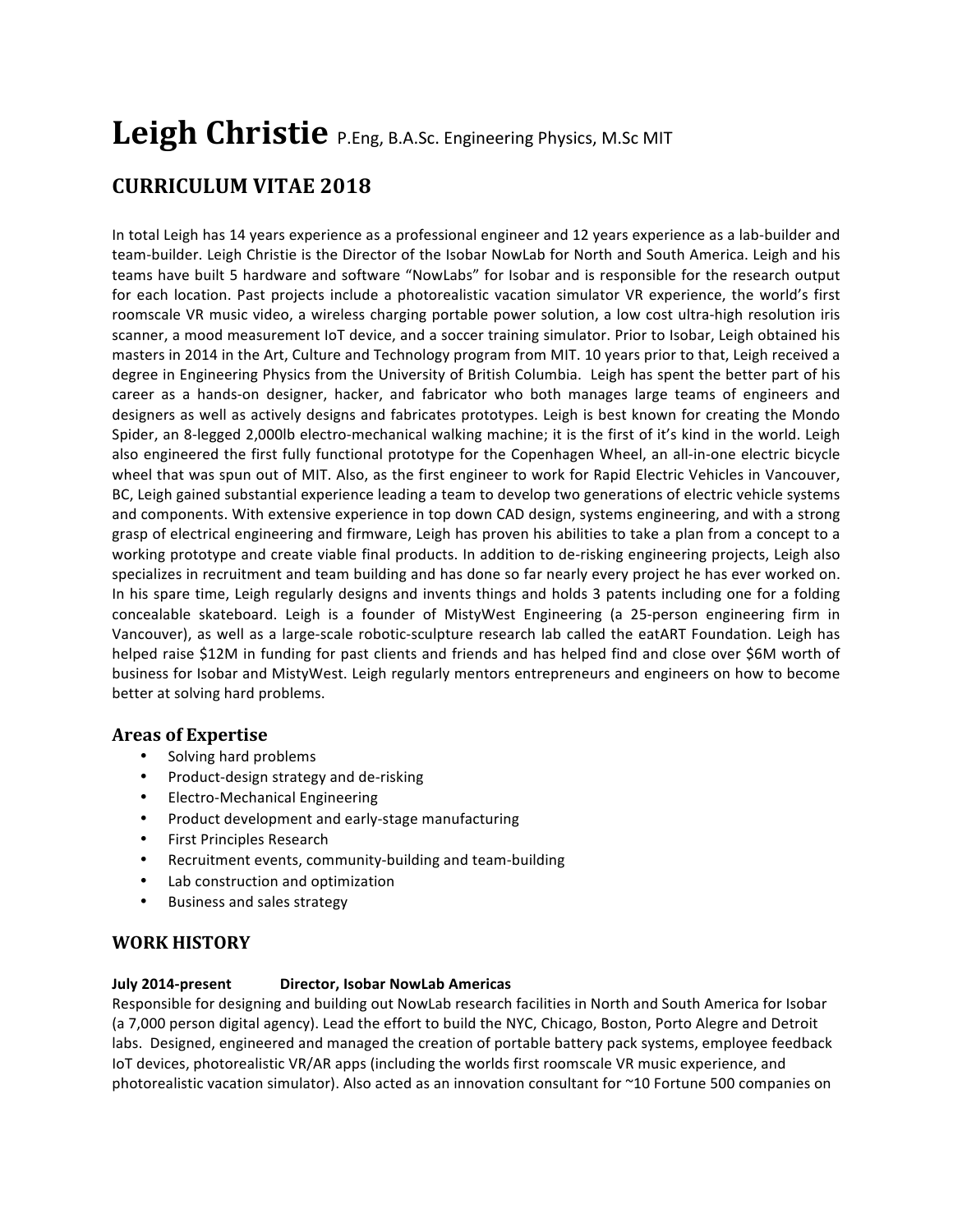# Leigh Christie P.Eng, B.A.Sc. Engineering Physics, M.Sc MIT

## CURRICULUM VITAE 2018

In total Leigh has 14 years experience as a professional engineer and 12 years experience as a lab-builder and team-builder. Leigh Christie is the Director of the Isobar NowLab for North and South America. Leigh and his teams have built 5 hardware and software "NowLabs" for Isobar and is responsible for the research output for each location. Past projects include a photorealistic vacation simulator VR experience, the world's first roomscale VR music video, a wireless charging portable power solution, a low cost ultra-high resolution iris scanner, a mood measurement IoT device, and a soccer training simulator. Prior to Isobar, Leigh obtained his masters in 2014 in the Art, Culture and Technology program from MIT. 10 years prior to that, Leigh received a degree in Engineering Physics from the University of British Columbia. Leigh has spent the better part of his career as a hands-on designer, hacker, and fabricator who both manages large teams of engineers and designers as well as actively designs and fabricates prototypes. Leigh is best known for creating the Mondo Spider, an 8-legged 2,000lb electro-mechanical walking machine; it is the first of it's kind in the world. Leigh also engineered the first fully functional prototype for the Copenhagen Wheel, an all-in-one electric bicycle wheel that was spun out of MIT. Also, as the first engineer to work for Rapid Electric Vehicles in Vancouver, BC, Leigh gained substantial experience leading a team to develop two generations of electric vehicle systems and components. With extensive experience in top down CAD design, systems engineering, and with a strong grasp of electrical engineering and firmware, Leigh has proven his abilities to take a plan from a concept to a working prototype and create viable final products. In addition to de-risking engineering projects, Leigh also specializes in recruitment and team building and has done so far nearly every project he has ever worked on. In his spare time, Leigh regularly designs and invents things and holds 3 patents including one for a folding concealable skateboard. Leigh is a founder of MistyWest Engineering (a 25-person engineering firm in Vancouver), as well as a large-scale robotic-sculpture research lab called the eatART Foundation. Leigh has helped raise $12M in funding for past clients and friends and has helped find and close over $6M worth of business for Isobar and MistyWest. Leigh regularly mentors entrepreneurs and engineers on how to become better at solving hard problems.

### Areas of Expertise

- Solving hard problems
- Product-design strategy and de-risking
- Electro-Mechanical Engineering
- Product development and early-stage manufacturing
- First Principles Research
- Recruitment events, community-building and team-building
- Lab construction and optimization
- Business and sales strategy

## WORK HISTORY

**July 2014-present Director, Isobar NowLab Americas**

Responsible for designing and building out NowLab research facilities in North and South America for Isobar (a 7,000 person digital agency). Lead the effort to build the NYC, Chicago, Boston, Porto Alegre and Detroit labs. Designed, engineered and managed the creation of portable battery pack systems, employee feedback IoT devices, photorealistic VR/AR apps (including the worlds first roomscale VR music experience, and photorealistic vacation simulator). Also acted as an innovation consultant for ~10 Fortune 500 companies on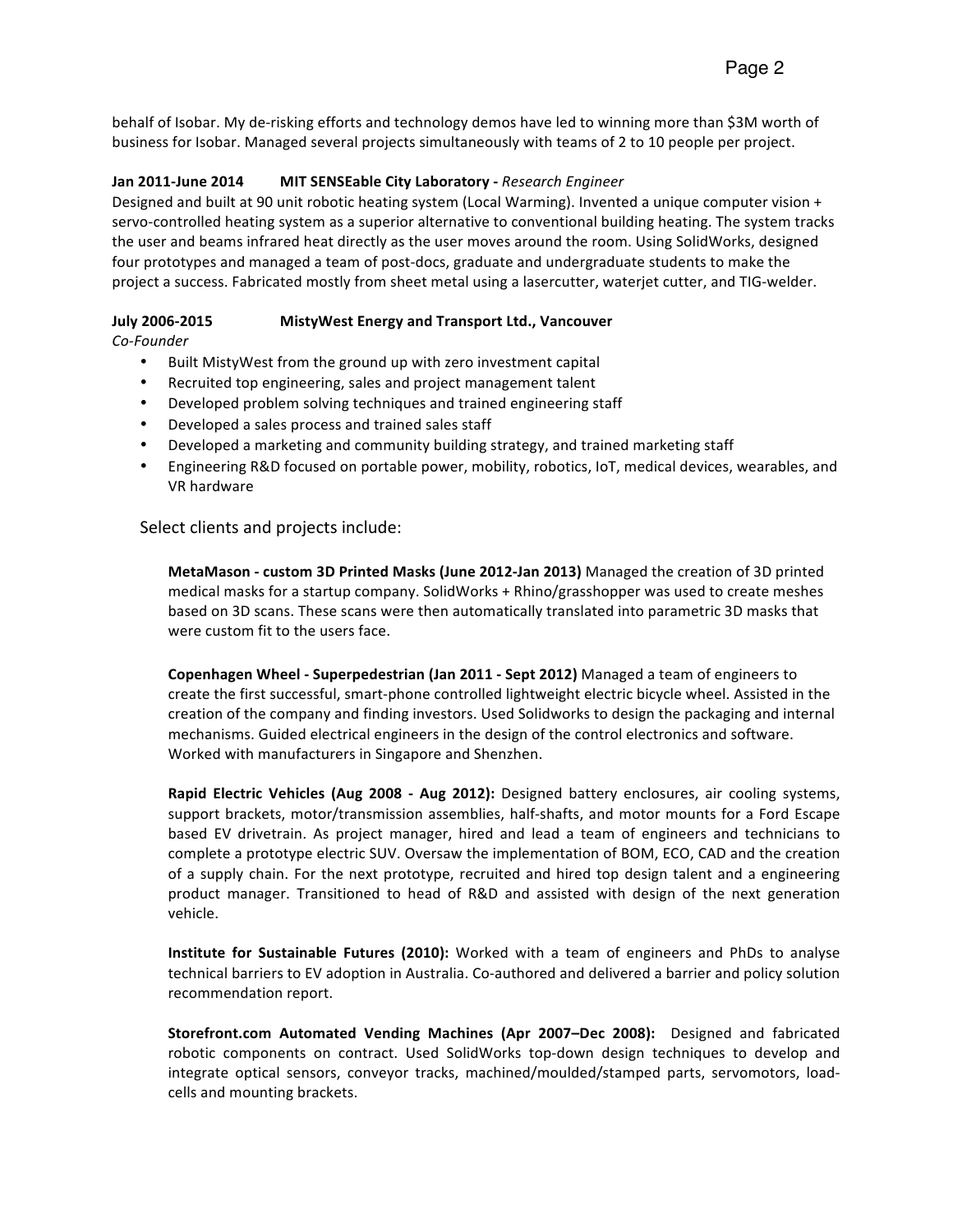behalf of Isobar. My de-risking efforts and technology demos have led to winning more than $3M worth of business for Isobar. Managed several projects simultaneously with teams of 2 to 10 people per project.

**Jan 2011-June 2014 MIT SENSEable City Laboratory -** *Research Engineer*
Designed and built at 90 unit robotic heating system (Local Warming). Invented a unique computer vision + servo-controlled heating system as a superior alternative to conventional building heating. The system tracks the user and beams infrared heat directly as the user moves around the room. Using SolidWorks, designed four prototypes and managed a team of post-docs, graduate and undergraduate students to make the project a success. Fabricated mostly from sheet metal using a lasercutter, waterjet cutter, and TIG-welder.

**July 2006-2015 MistyWest Energy and Transport Ltd., Vancouver**
*Co-Founder*

- Built MistyWest from the ground up with zero investment capital
- Recruited top engineering, sales and project management talent
- Developed problem solving techniques and trained engineering staff
- Developed a sales process and trained sales staff
- Developed a marketing and community building strategy, and trained marketing staff
- Engineering R&D focused on portable power, mobility, robotics, IoT, medical devices, wearables, and VR hardware

Select clients and projects include:

**MetaMason - custom 3D Printed Masks (June 2012-Jan 2013)** Managed the creation of 3D printed medical masks for a startup company. SolidWorks + Rhino/grasshopper was used to create meshes based on 3D scans. These scans were then automatically translated into parametric 3D masks that were custom fit to the users face.

**Copenhagen Wheel - Superpedestrian (Jan 2011 - Sept 2012)** Managed a team of engineers to create the first successful, smart-phone controlled lightweight electric bicycle wheel. Assisted in the creation of the company and finding investors. Used Solidworks to design the packaging and internal mechanisms. Guided electrical engineers in the design of the control electronics and software. Worked with manufacturers in Singapore and Shenzhen.

**Rapid Electric Vehicles (Aug 2008 - Aug 2012):** Designed battery enclosures, air cooling systems, support brackets, motor/transmission assemblies, half-shafts, and motor mounts for a Ford Escape based EV drivetrain. As project manager, hired and lead a team of engineers and technicians to complete a prototype electric SUV. Oversaw the implementation of BOM, ECO, CAD and the creation of a supply chain. For the next prototype, recruited and hired top design talent and a engineering product manager. Transitioned to head of R&D and assisted with design of the next generation vehicle.

**Institute for Sustainable Futures (2010):** Worked with a team of engineers and PhDs to analyse technical barriers to EV adoption in Australia. Co-authored and delivered a barrier and policy solution recommendation report.

**Storefront.com Automated Vending Machines (Apr 2007–Dec 2008):** Designed and fabricated robotic components on contract. Used SolidWorks top-down design techniques to develop and integrate optical sensors, conveyor tracks, machined/moulded/stamped parts, servomotors, load-cells and mounting brackets.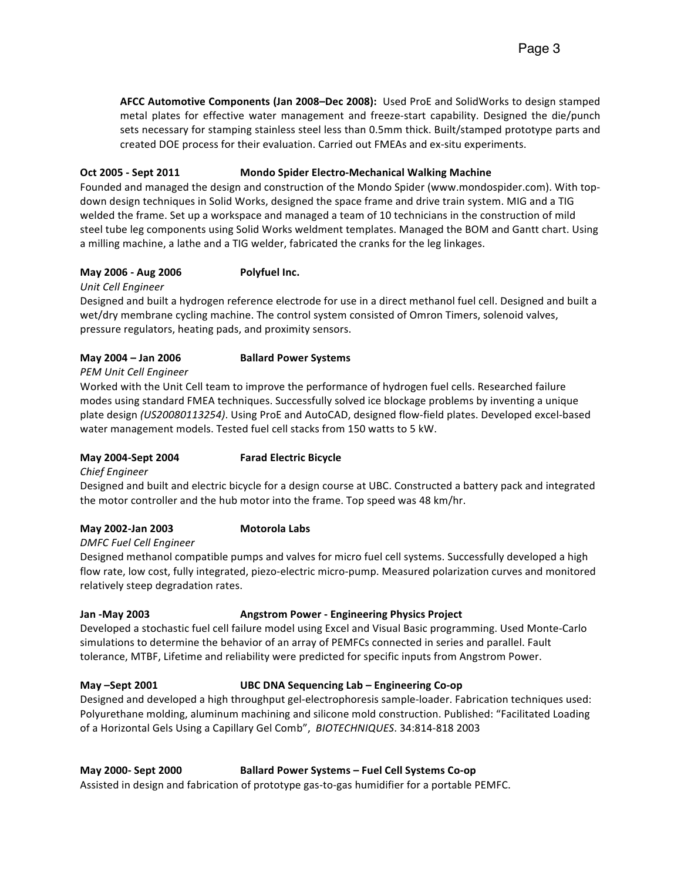**AFCC Automotive Components (Jan 2008–Dec 2008):** Used ProE and SolidWorks to design stamped metal plates for effective water management and freeze-start capability. Designed the die/punch sets necessary for stamping stainless steel less than 0.5mm thick. Built/stamped prototype parts and created DOE process for their evaluation. Carried out FMEAs and ex-situ experiments.

**Oct 2005 - Sept 2011 Mondo Spider Electro-Mechanical Walking Machine**

Founded and managed the design and construction of the Mondo Spider (www.mondospider.com). With top-down design techniques in Solid Works, designed the space frame and drive train system. MIG and a TIG welded the frame. Set up a workspace and managed a team of 10 technicians in the construction of mild steel tube leg components using Solid Works weldment templates. Managed the BOM and Gantt chart. Using a milling machine, a lathe and a TIG welder, fabricated the cranks for the leg linkages.

**May 2006 - Aug 2006 Polyfuel Inc.**

*Unit Cell Engineer*

Designed and built a hydrogen reference electrode for use in a direct methanol fuel cell. Designed and built a wet/dry membrane cycling machine. The control system consisted of Omron Timers, solenoid valves, pressure regulators, heating pads, and proximity sensors.

**May 2004 – Jan 2006 Ballard Power Systems**

*PEM Unit Cell Engineer*

Worked with the Unit Cell team to improve the performance of hydrogen fuel cells. Researched failure modes using standard FMEA techniques. Successfully solved ice blockage problems by inventing a unique plate design *(US20080113254)*. Using ProE and AutoCAD, designed flow-field plates. Developed excel-based water management models. Tested fuel cell stacks from 150 watts to 5 kW.

**May 2004-Sept 2004 Farad Electric Bicycle**

*Chief Engineer*

Designed and built and electric bicycle for a design course at UBC. Constructed a battery pack and integrated the motor controller and the hub motor into the frame. Top speed was 48 km/hr.

**May 2002-Jan 2003 Motorola Labs**

*DMFC Fuel Cell Engineer*

Designed methanol compatible pumps and valves for micro fuel cell systems. Successfully developed a high flow rate, low cost, fully integrated, piezo-electric micro-pump. Measured polarization curves and monitored relatively steep degradation rates.

**Jan -May 2003 Angstrom Power - Engineering Physics Project**

Developed a stochastic fuel cell failure model using Excel and Visual Basic programming. Used Monte-Carlo simulations to determine the behavior of an array of PEMFCs connected in series and parallel. Fault tolerance, MTBF, Lifetime and reliability were predicted for specific inputs from Angstrom Power.

**May –Sept 2001 UBC DNA Sequencing Lab – Engineering Co-op**

Designed and developed a high throughput gel-electrophoresis sample-loader. Fabrication techniques used: Polyurethane molding, aluminum machining and silicone mold construction. Published: "Facilitated Loading of a Horizontal Gels Using a Capillary Gel Comb", *BIOTECHNIQUES*. 34:814-818 2003

**May 2000- Sept 2000 Ballard Power Systems – Fuel Cell Systems Co-op**

Assisted in design and fabrication of prototype gas-to-gas humidifier for a portable PEMFC.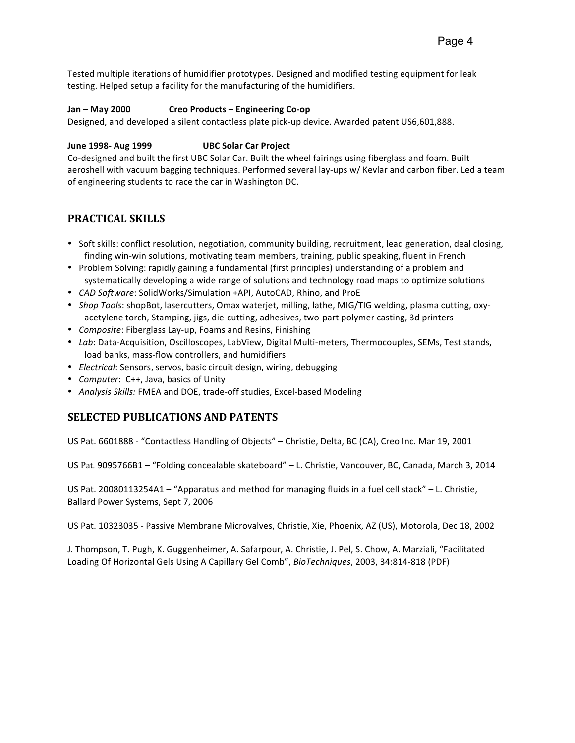Tested multiple iterations of humidifier prototypes. Designed and modified testing equipment for leak testing. Helped setup a facility for the manufacturing of the humidifiers.

**Jan – May 2000 Creo Products – Engineering Co-op**

Designed, and developed a silent contactless plate pick-up device. Awarded patent US6,601,888.

**June 1998- Aug 1999 UBC Solar Car Project**

Co-designed and built the first UBC Solar Car. Built the wheel fairings using fiberglass and foam. Built aeroshell with vacuum bagging techniques. Performed several lay-ups w/ Kevlar and carbon fiber. Led a team of engineering students to race the car in Washington DC.

## PRACTICAL SKILLS

- Soft skills: conflict resolution, negotiation, community building, recruitment, lead generation, deal closing, finding win-win solutions, motivating team members, training, public speaking, fluent in French
- Problem Solving: rapidly gaining a fundamental (first principles) understanding of a problem and systematically developing a wide range of solutions and technology road maps to optimize solutions
- *CAD Software*: SolidWorks/Simulation +API, AutoCAD, Rhino, and ProE
- *Shop Tools*: shopBot, lasercutters, Omax waterjet, milling, lathe, MIG/TIG welding, plasma cutting, oxy-acetylene torch, Stamping, jigs, die-cutting, adhesives, two-part polymer casting, 3d printers
- *Composite*: Fiberglass Lay-up, Foams and Resins, Finishing
- *Lab*: Data-Acquisition, Oscilloscopes, LabView, Digital Multi-meters, Thermocouples, SEMs, Test stands, load banks, mass-flow controllers, and humidifiers
- *Electrical*: Sensors, servos, basic circuit design, wiring, debugging
- *Computer***:** C++, Java, basics of Unity
- *Analysis Skills:* FMEA and DOE, trade-off studies, Excel-based Modeling

## SELECTED PUBLICATIONS AND PATENTS

US Pat. 6601888 - "Contactless Handling of Objects" – Christie, Delta, BC (CA), Creo Inc. Mar 19, 2001

US Pat. 9095766B1 – "Folding concealable skateboard" – L. Christie, Vancouver, BC, Canada, March 3, 2014

US Pat. 20080113254A1 – "Apparatus and method for managing fluids in a fuel cell stack" – L. Christie, Ballard Power Systems, Sept 7, 2006

US Pat. 10323035 - Passive Membrane Microvalves, Christie, Xie, Phoenix, AZ (US), Motorola, Dec 18, 2002

J. Thompson, T. Pugh, K. Guggenheimer, A. Safarpour, A. Christie, J. Pel, S. Chow, A. Marziali, "Facilitated Loading Of Horizontal Gels Using A Capillary Gel Comb", *BioTechniques*, 2003, 34:814-818 (PDF)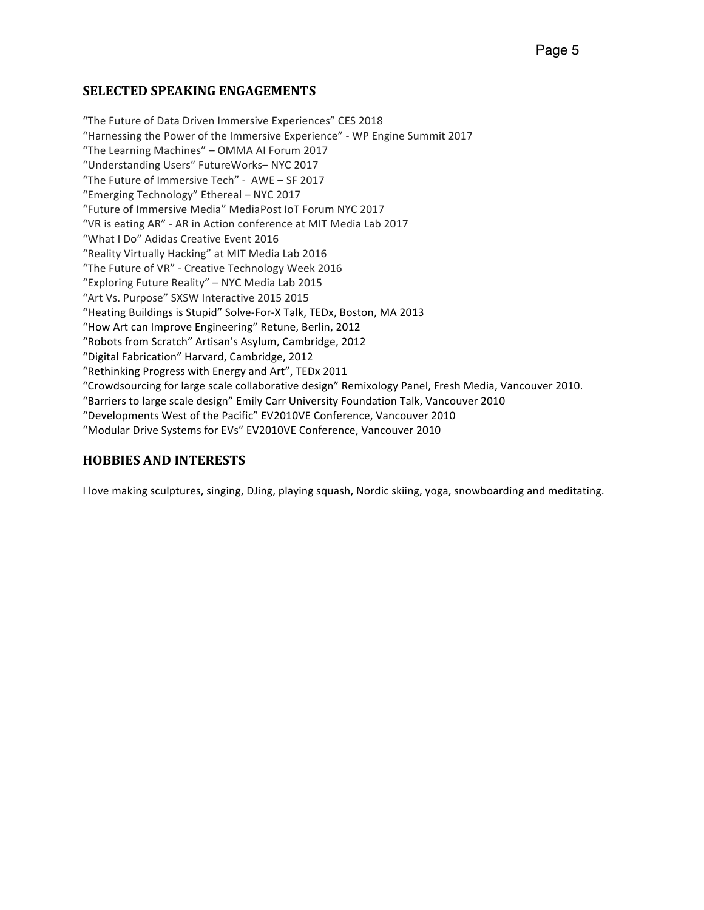## SELECTED SPEAKING ENGAGEMENTS

"The Future of Data Driven Immersive Experiences" CES 2018
"Harnessing the Power of the Immersive Experience" - WP Engine Summit 2017
"The Learning Machines" – OMMA AI Forum 2017
"Understanding Users" FutureWorks– NYC 2017
"The Future of Immersive Tech" - AWE – SF 2017
"Emerging Technology" Ethereal – NYC 2017
"Future of Immersive Media" MediaPost IoT Forum NYC 2017
"VR is eating AR" - AR in Action conference at MIT Media Lab 2017
"What I Do" Adidas Creative Event 2016
"Reality Virtually Hacking" at MIT Media Lab 2016
"The Future of VR" - Creative Technology Week 2016
"Exploring Future Reality" – NYC Media Lab 2015
"Art Vs. Purpose" SXSW Interactive 2015 2015
"Heating Buildings is Stupid" Solve-For-X Talk, TEDx, Boston, MA 2013
"How Art can Improve Engineering" Retune, Berlin, 2012
"Robots from Scratch" Artisan's Asylum, Cambridge, 2012
"Digital Fabrication" Harvard, Cambridge, 2012
"Rethinking Progress with Energy and Art", TEDx 2011
"Crowdsourcing for large scale collaborative design" Remixology Panel, Fresh Media, Vancouver 2010.
"Barriers to large scale design" Emily Carr University Foundation Talk, Vancouver 2010
"Developments West of the Pacific" EV2010VE Conference, Vancouver 2010
"Modular Drive Systems for EVs" EV2010VE Conference, Vancouver 2010

## HOBBIES AND INTERESTS

I love making sculptures, singing, DJing, playing squash, Nordic skiing, yoga, snowboarding and meditating.